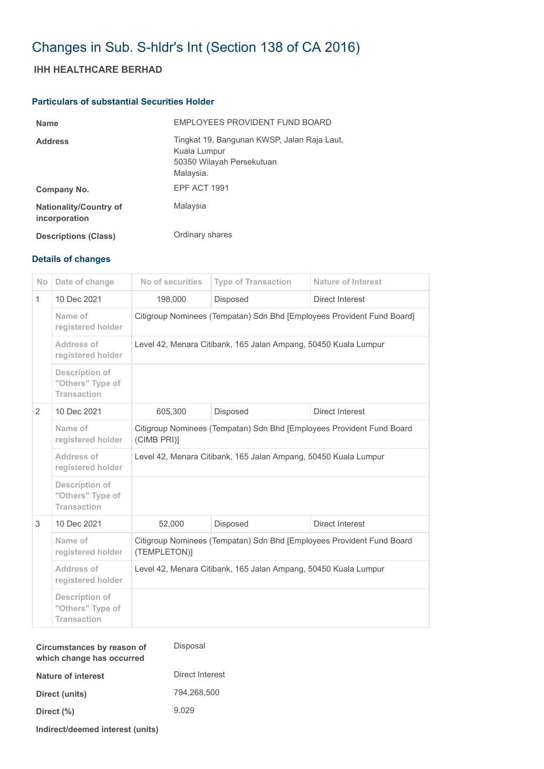# Changes in Sub. S-hldr's Int (Section 138 of CA 2016)

## IHH HEALTHCARE BERHAD

### Particulars of substantial Securities Holder

| | |
|---|---|
| **Name** | EMPLOYEES PROVIDENT FUND BOARD |
| **Address** | Tingkat 19, Bangunan KWSP, Jalan Raja Laut, Kuala Lumpur 50350 Wilayah Persekutuan Malaysia. |
| **Company No.** | EPF ACT 1991 |
| **Nationality/Country of incorporation** | Malaysia |
| **Descriptions (Class)** | Ordinary shares |

### Details of changes

| No | Date of change | No of securities | Type of Transaction | Nature of Interest |
|---|---|---|---|---|
| 1 | 10 Dec 2021 | 198,000 | Disposed | Direct Interest |
| | Name of registered holder | Citigroup Nominees (Tempatan) Sdn Bhd [Employees Provident Fund Board] | | |
| | Address of registered holder | Level 42, Menara Citibank, 165 Jalan Ampang, 50450 Kuala Lumpur | | |
| | Description of "Others" Type of Transaction | | | |
| 2 | 10 Dec 2021 | 605,300 | Disposed | Direct Interest |
| | Name of registered holder | Citigroup Nominees (Tempatan) Sdn Bhd [Employees Provident Fund Board (CIMB PRI)] | | |
| | Address of registered holder | Level 42, Menara Citibank, 165 Jalan Ampang, 50450 Kuala Lumpur | | |
| | Description of "Others" Type of Transaction | | | |
| 3 | 10 Dec 2021 | 52,000 | Disposed | Direct Interest |
| | Name of registered holder | Citigroup Nominees (Tempatan) Sdn Bhd [Employees Provident Fund Board (TEMPLETON)] | | |
| | Address of registered holder | Level 42, Menara Citibank, 165 Jalan Ampang, 50450 Kuala Lumpur | | |
| | Description of "Others" Type of Transaction | | | |

| | |
|---|---|
| **Circumstances by reason of which change has occurred** | Disposal |
| **Nature of interest** | Direct Interest |
| **Direct (units)** | 794,268,500 |
| **Direct (%)** | 9.029 |
| **Indirect/deemed interest (units)** | |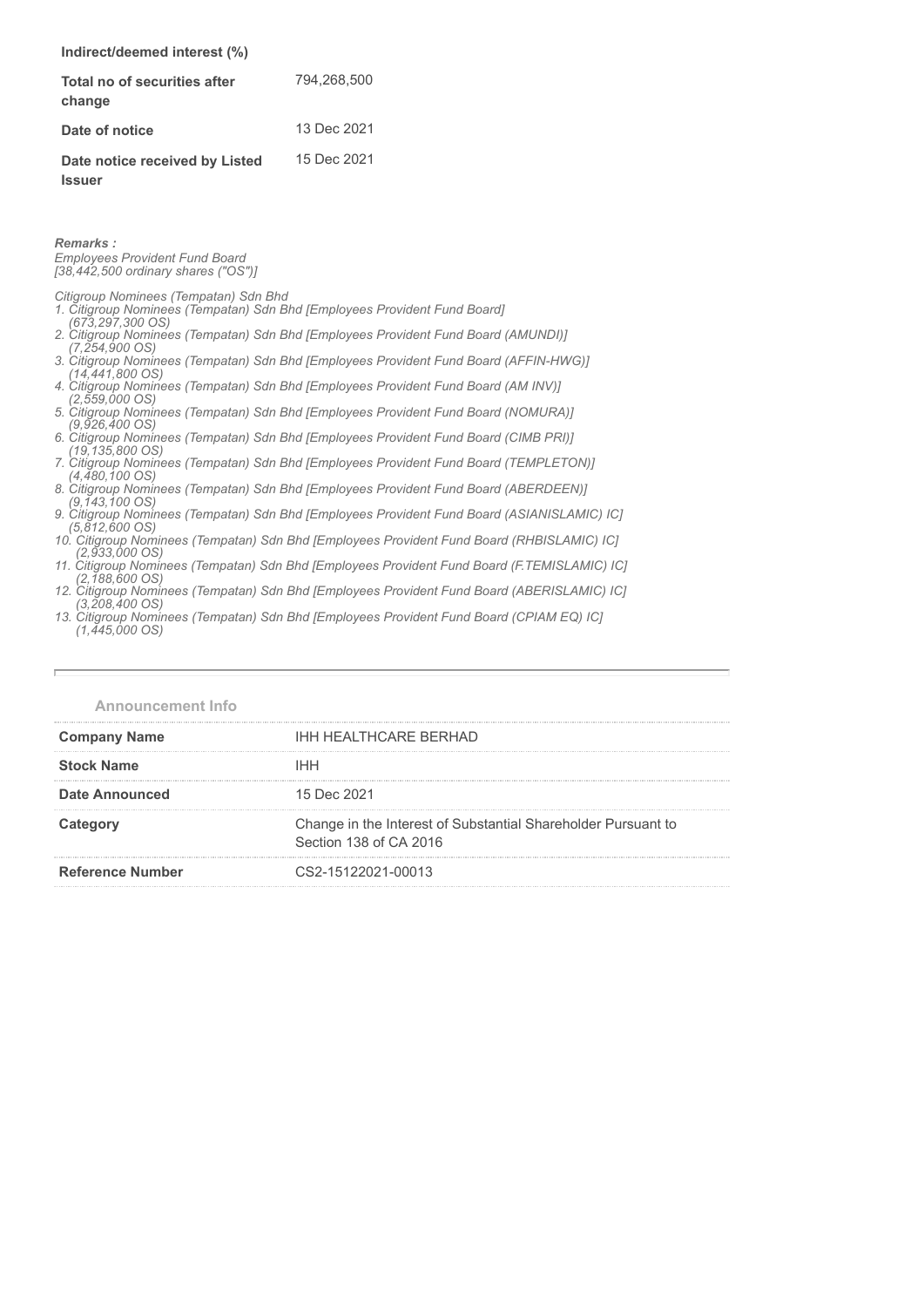| | |
|---|---|
| **Indirect/deemed interest (%)** | |
| **Total no of securities after change** | 794,268,500 |
| **Date of notice** | 13 Dec 2021 |
| **Date notice received by Listed Issuer** | 15 Dec 2021 |

***Remarks :***
*Employees Provident Fund Board*
*[38,442,500 ordinary shares ("OS")]*

*Citigroup Nominees (Tempatan) Sdn Bhd*
1. *Citigroup Nominees (Tempatan) Sdn Bhd [Employees Provident Fund Board] (673,297,300 OS)*
2. *Citigroup Nominees (Tempatan) Sdn Bhd [Employees Provident Fund Board (AMUNDI)] (7,254,900 OS)*
3. *Citigroup Nominees (Tempatan) Sdn Bhd [Employees Provident Fund Board (AFFIN-HWG)] (14,441,800 OS)*
4. *Citigroup Nominees (Tempatan) Sdn Bhd [Employees Provident Fund Board (AM INV)] (2,559,000 OS)*
5. *Citigroup Nominees (Tempatan) Sdn Bhd [Employees Provident Fund Board (NOMURA)] (9,926,400 OS)*
6. *Citigroup Nominees (Tempatan) Sdn Bhd [Employees Provident Fund Board (CIMB PRI)] (19,135,800 OS)*
7. *Citigroup Nominees (Tempatan) Sdn Bhd [Employees Provident Fund Board (TEMPLETON)] (4,480,100 OS)*
8. *Citigroup Nominees (Tempatan) Sdn Bhd [Employees Provident Fund Board (ABERDEEN)] (9,143,100 OS)*
9. *Citigroup Nominees (Tempatan) Sdn Bhd [Employees Provident Fund Board (ASIANISLAMIC) IC] (5,812,600 OS)*
10. *Citigroup Nominees (Tempatan) Sdn Bhd [Employees Provident Fund Board (RHBISLAMIC) IC] (2,933,000 OS)*
11. *Citigroup Nominees (Tempatan) Sdn Bhd [Employees Provident Fund Board (F.TEMISLAMIC) IC] (2,188,600 OS)*
12. *Citigroup Nominees (Tempatan) Sdn Bhd [Employees Provident Fund Board (ABERISLAMIC) IC] (3,208,400 OS)*
13. *Citigroup Nominees (Tempatan) Sdn Bhd [Employees Provident Fund Board (CPIAM EQ) IC] (1,445,000 OS)*

### Announcement Info

| | |
|---|---|
| **Company Name** | IHH HEALTHCARE BERHAD |
| **Stock Name** | IHH |
| **Date Announced** | 15 Dec 2021 |
| **Category** | Change in the Interest of Substantial Shareholder Pursuant to Section 138 of CA 2016 |
| **Reference Number** | CS2-15122021-00013 |